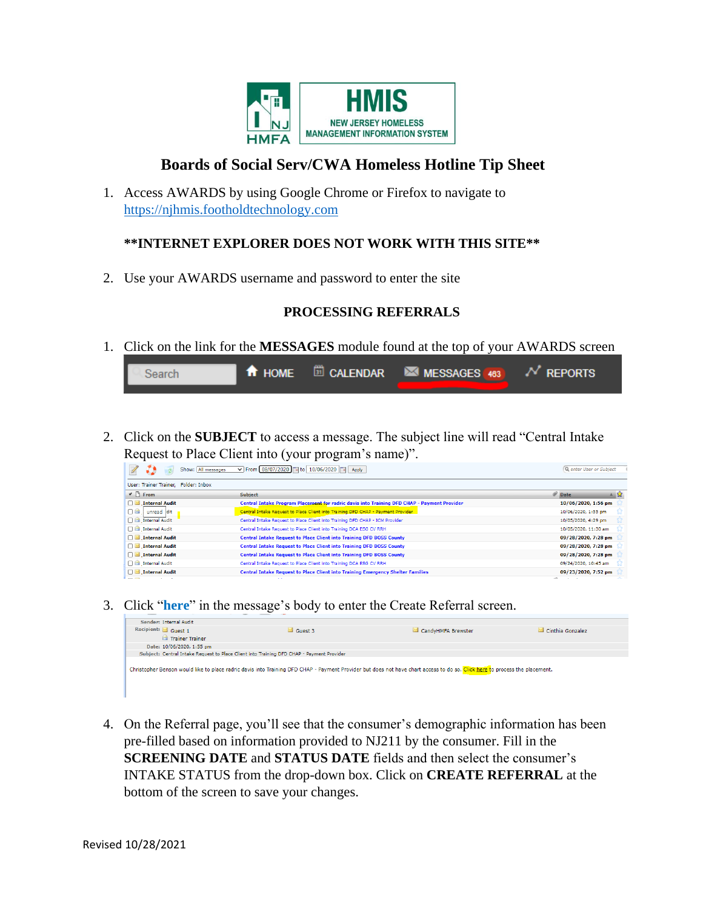# Boards of Social Serv/CWA Homeless Hotline Tip Sheet

1. Access AWARDS by using Google Chrome or Firefox to navigate to https://njhmis.footholdtechnology.com

   **\*\*INTERNET EXPLORER DOES NOT WORK WITH THIS SITE\*\***

2. Use your AWARDS username and password to enter the site

## PROCESSING REFERRALS

1. Click on the link for the **MESSAGES** module found at the top of your AWARDS screen

2. Click on the **SUBJECT** to access a message. The subject line will read "Central Intake Request to Place Client into (your program's name)".

3. Click "**here**" in the message's body to enter the Create Referral screen.

4. On the Referral page, you'll see that the consumer's demographic information has been pre-filled based on information provided to NJ211 by the consumer. Fill in the **SCREENING DATE** and **STATUS DATE** fields and then select the consumer's INTAKE STATUS from the drop-down box. Click on **CREATE REFERRAL** at the bottom of the screen to save your changes.

Revised 10/28/2021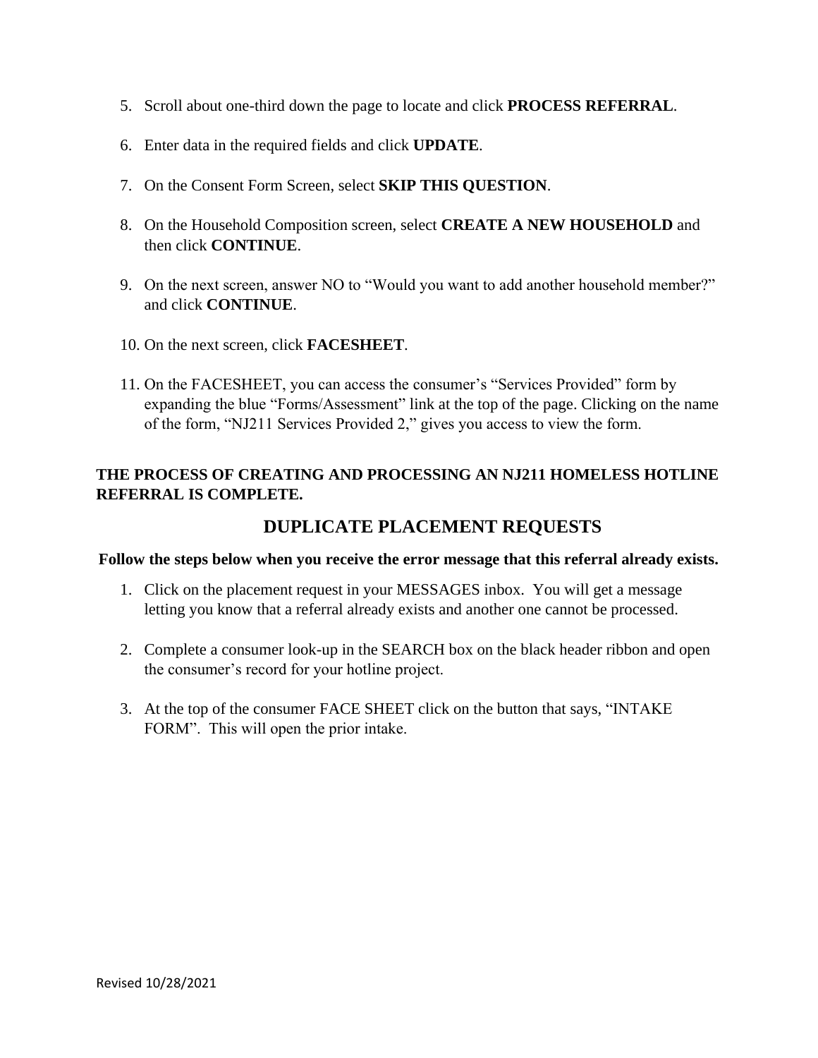5. Scroll about one-third down the page to locate and click **PROCESS REFERRAL**.

6. Enter data in the required fields and click **UPDATE**.

7. On the Consent Form Screen, select **SKIP THIS QUESTION**.

8. On the Household Composition screen, select **CREATE A NEW HOUSEHOLD** and then click **CONTINUE**.

9. On the next screen, answer NO to "Would you want to add another household member?" and click **CONTINUE**.

10. On the next screen, click **FACESHEET**.

11. On the FACESHEET, you can access the consumer's "Services Provided" form by expanding the blue "Forms/Assessment" link at the top of the page. Clicking on the name of the form, "NJ211 Services Provided 2," gives you access to view the form.

**THE PROCESS OF CREATING AND PROCESSING AN NJ211 HOMELESS HOTLINE REFERRAL IS COMPLETE.**

## DUPLICATE PLACEMENT REQUESTS

**Follow the steps below when you receive the error message that this referral already exists.**

1. Click on the placement request in your MESSAGES inbox. You will get a message letting you know that a referral already exists and another one cannot be processed.

2. Complete a consumer look-up in the SEARCH box on the black header ribbon and open the consumer's record for your hotline project.

3. At the top of the consumer FACE SHEET click on the button that says, "INTAKE FORM". This will open the prior intake.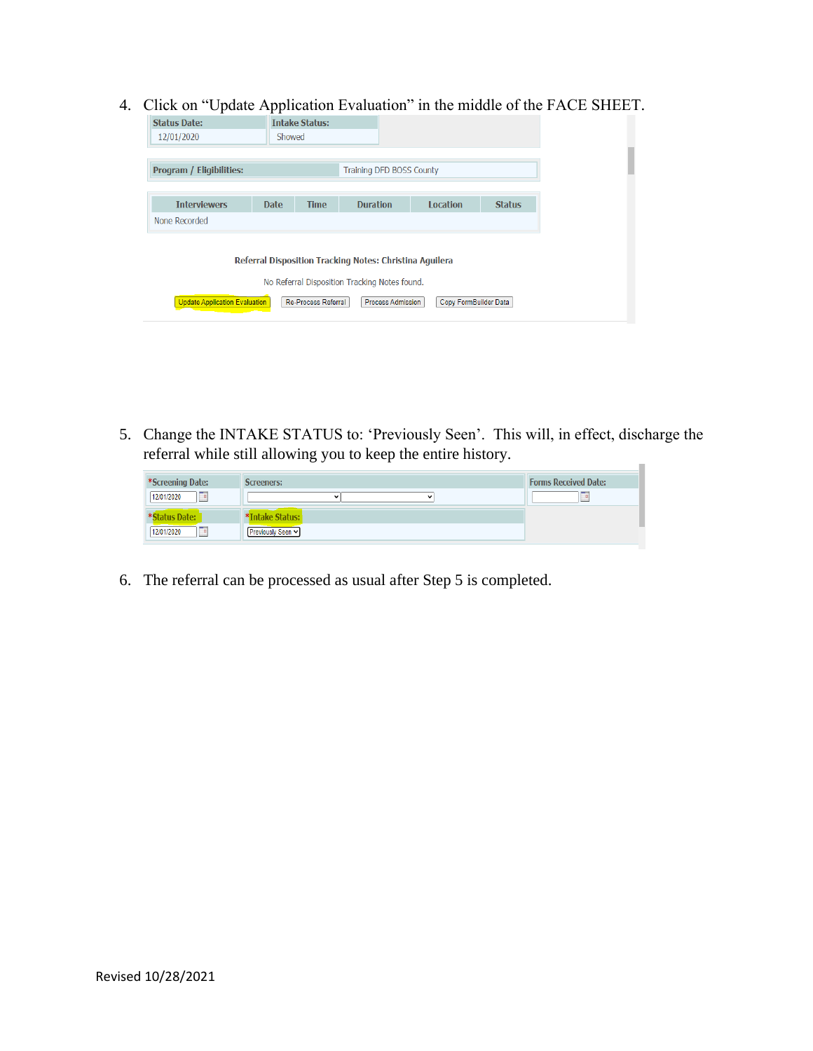4. Click on "Update Application Evaluation" in the middle of the FACE SHEET.

| Status Date: | Intake Status: |
| --- | --- |
| 12/01/2020 | Showed |

| Program / Eligibilities: | Training DFD BOSS County |
| --- | --- |

| Interviewers | Date | Time | Duration | Location | Status |
| --- | --- | --- | --- | --- | --- |
| None Recorded | | | | | |

Referral Disposition Tracking Notes: Christina Aguilera

No Referral Disposition Tracking Notes found.

Update Application Evaluation | Re-Process Referral | Process Admission | Copy FormBuilder Data

5. Change the INTAKE STATUS to: 'Previously Seen'. This will, in effect, discharge the referral while still allowing you to keep the entire history.

| *Screening Date: | Screeners: | Forms Received Date: |
| --- | --- | --- |
| 12/01/2020 | | |
| *Status Date: | *Intake Status: | |
| 12/01/2020 | Previously Seen | |

6. The referral can be processed as usual after Step 5 is completed.

Revised 10/28/2021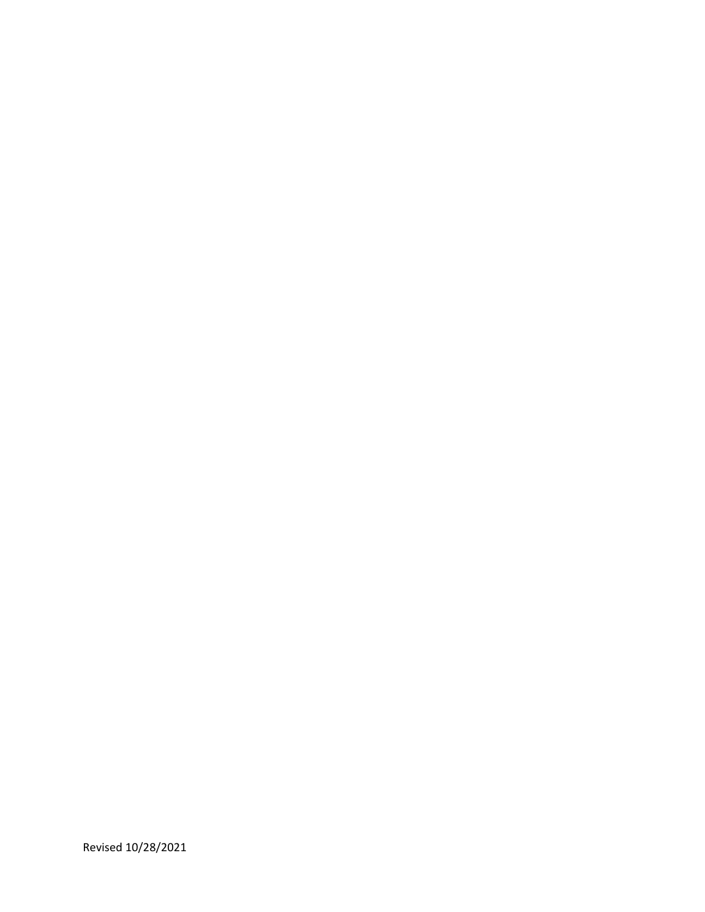Revised 10/28/2021